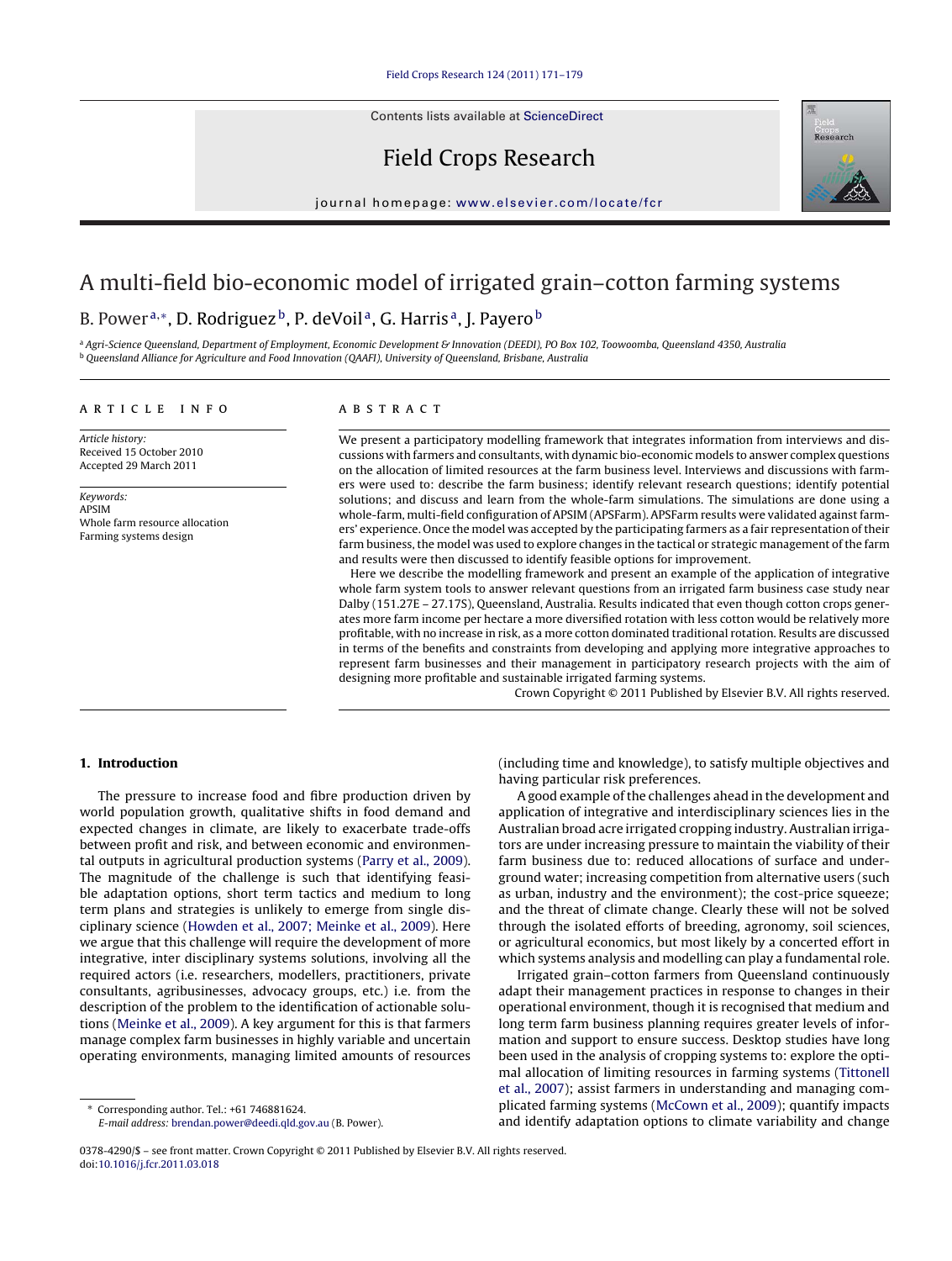# A multi-field bio-economic model of irrigated grain–cotton farming systems

B. Power[a,*], D. Rodriguez[b], P. deVoil[a], G. Harris[a], J. Payero[b]

[a] Agri-Science Queensland, Department of Employment, Economic Development & Innovation (DEEDI), PO Box 102, Toowoomba, Queensland 4350, Australia
[b] Queensland Alliance for Agriculture and Food Innovation (QAAFI), University of Queensland, Brisbane, Australia

## ARTICLE INFO

*Article history:*
Received 15 October 2010
Accepted 29 March 2011

*Keywords:*
APSIM
Whole farm resource allocation
Farming systems design

## ABSTRACT

We present a participatory modelling framework that integrates information from interviews and discussions with farmers and consultants, with dynamic bio-economic models to answer complex questions on the allocation of limited resources at the farm business level. Interviews and discussions with farmers were used to: describe the farm business; identify relevant research questions; identify potential solutions; and discuss and learn from the whole-farm simulations. The simulations are done using a whole-farm, multi-field configuration of APSIM (APSFarm). APSFarm results were validated against farmers' experience. Once the model was accepted by the participating farmers as a fair representation of their farm business, the model was used to explore changes in the tactical or strategic management of the farm and results were then discussed to identify feasible options for improvement.

Here we describe the modelling framework and present an example of the application of integrative whole farm system tools to answer relevant questions from an irrigated farm business case study near Dalby (151.27E – 27.17S), Queensland, Australia. Results indicated that even though cotton crops generates more farm income per hectare a more diversified rotation with less cotton would be relatively more profitable, with no increase in risk, as a more cotton dominated traditional rotation. Results are discussed in terms of the benefits and constraints from developing and applying more integrative approaches to represent farm businesses and their management in participatory research projects with the aim of designing more profitable and sustainable irrigated farming systems.

Crown Copyright © 2011 Published by Elsevier B.V. All rights reserved.

## 1. Introduction

The pressure to increase food and fibre production driven by world population growth, qualitative shifts in food demand and expected changes in climate, are likely to exacerbate trade-offs between profit and risk, and between economic and environmental outputs in agricultural production systems (Parry et al., 2009). The magnitude of the challenge is such that identifying feasible adaptation options, short term tactics and medium to long term plans and strategies is unlikely to emerge from single disciplinary science (Howden et al., 2007; Meinke et al., 2009). Here we argue that this challenge will require the development of more integrative, inter disciplinary systems solutions, involving all the required actors (i.e. researchers, modellers, practitioners, private consultants, agribusinesses, advocacy groups, etc.) i.e. from the description of the problem to the identification of actionable solutions (Meinke et al., 2009). A key argument for this is that farmers manage complex farm businesses in highly variable and uncertain operating environments, managing limited amounts of resources (including time and knowledge), to satisfy multiple objectives and having particular risk preferences.

A good example of the challenges ahead in the development and application of integrative and interdisciplinary sciences lies in the Australian broad acre irrigated cropping industry. Australian irrigators are under increasing pressure to maintain the viability of their farm business due to: reduced allocations of surface and underground water; increasing competition from alternative users (such as urban, industry and the environment); the cost-price squeeze; and the threat of climate change. Clearly these will not be solved through the isolated efforts of breeding, agronomy, soil sciences, or agricultural economics, but most likely by a concerted effort in which systems analysis and modelling can play a fundamental role.

Irrigated grain–cotton farmers from Queensland continuously adapt their management practices in response to changes in their operational environment, though it is recognised that medium and long term farm business planning requires greater levels of information and support to ensure success. Desktop studies have long been used in the analysis of cropping systems to: explore the optimal allocation of limiting resources in farming systems (Tittonell et al., 2007); assist farmers in understanding and managing complicated farming systems (McCown et al., 2009); quantify impacts and identify adaptation options to climate variability and change

* Corresponding author. Tel.: +61 746881624.
E-mail address: brendan.power@deedi.qld.gov.au (B. Power).

0378-4290/$ – see front matter. Crown Copyright © 2011 Published by Elsevier B.V. All rights reserved.
doi:10.1016/j.fcr.2011.03.018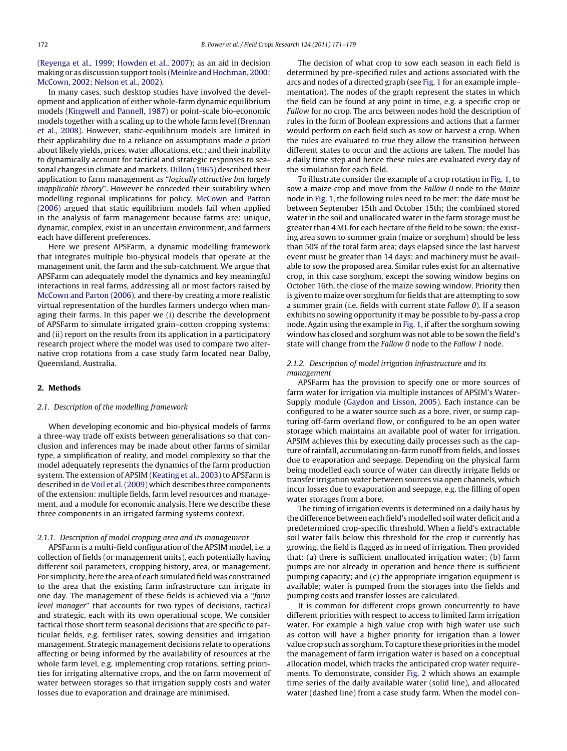(Reyenga et al., 1999; Howden et al., 2007); as an aid in decision making or as discussion support tools (Meinke and Hochman, 2000; McCown, 2002; Nelson et al., 2002).

In many cases, such desktop studies have involved the development and application of either whole-farm dynamic equilibrium models (Kingwell and Pannell, 1987) or point-scale bio-economic models together with a scaling up to the whole farm level (Brennan et al., 2008). However, static-equilibrium models are limited in their applicability due to a reliance on assumptions made *a priori* about likely yields, prices, water allocations, etc.; and their inability to dynamically account for tactical and strategic responses to seasonal changes in climate and markets. Dillon (1965) described their application to farm management as "*logically attractive but largely inapplicable theory*". However he conceded their suitability when modelling regional implications for policy. McCown and Parton (2006) argued that static equilibrium models fail when applied in the analysis of farm management because farms are: unique, dynamic, complex, exist in an uncertain environment, and farmers each have different preferences.

Here we present APSFarm, a dynamic modelling framework that integrates multiple bio-physical models that operate at the management unit, the farm and the sub-catchment. We argue that APSFarm can adequately model the dynamics and key meaningful interactions in real farms, addressing all or most factors raised by McCown and Parton (2006), and there-by creating a more realistic virtual representation of the hurdles farmers undergo when managing their farms. In this paper we (i) describe the development of APSFarm to simulate irrigated grain–cotton cropping systems; and (ii) report on the results from its application in a participatory research project where the model was used to compare two alternative crop rotations from a case study farm located near Dalby, Queensland, Australia.

## 2. Methods

### 2.1. Description of the modelling framework

When developing economic and bio-physical models of farms a three-way trade off exists between generalisations so that conclusion and inferences may be made about other farms of similar type, a simplification of reality, and model complexity so that the model adequately represents the dynamics of the farm production system. The extension of APSIM (Keating et al., 2003) to APSFarm is described in de Voil et al. (2009) which describes three components of the extension: multiple fields, farm level resources and management, and a module for economic analysis. Here we describe these three components in an irrigated farming systems context.

#### 2.1.1. Description of model cropping area and its management

APSFarm is a multi-field configuration of the APSIM model, i.e. a collection of fields (or management units), each potentially having different soil parameters, cropping history, area, or management. For simplicity, here the area of each simulated field was constrained to the area that the existing farm infrastructure can irrigate in one day. The management of these fields is achieved via a "*farm level manager*" that accounts for two types of decisions, tactical and strategic, each with its own operational scope. We consider tactical those short term seasonal decisions that are specific to particular fields, e.g. fertiliser rates, sowing densities and irrigation management. Strategic management decisions relate to operations affecting or being informed by the availability of resources at the whole farm level, e.g. implementing crop rotations, setting priorities for irrigating alternative crops, and the on farm movement of water between storages so that irrigation supply costs and water losses due to evaporation and drainage are minimised.

The decision of what crop to sow each season in each field is determined by pre-specified rules and actions associated with the arcs and nodes of a directed graph (see Fig. 1 for an example implementation). The nodes of the graph represent the states in which the field can be found at any point in time, e.g. a specific crop or *Fallow* for no crop. The arcs between nodes hold the description of rules in the form of Boolean expressions and actions that a farmer would perform on each field such as sow or harvest a crop. When the rules are evaluated to *true* they allow the transition between different states to occur and the actions are taken. The model has a daily time step and hence these rules are evaluated every day of the simulation for each field.

To illustrate consider the example of a crop rotation in Fig. 1, to sow a maize crop and move from the *Fallow 0* node to the *Maize* node in Fig. 1, the following rules need to be met: the date must be between September 15th and October 15th; the combined stored water in the soil and unallocated water in the farm storage must be greater than 4 ML for each hectare of the field to be sown; the existing area sown to summer grain (maize or sorghum) should be less than 50% of the total farm area; days elapsed since the last harvest event must be greater than 14 days; and machinery must be available to sow the proposed area. Similar rules exist for an alternative crop, in this case sorghum, except the sowing window begins on October 16th, the close of the maize sowing window. Priority then is given to maize over sorghum for fields that are attempting to sow a summer grain (i.e. fields with current state *Fallow 0*). If a season exhibits no sowing opportunity it may be possible to by-pass a crop node. Again using the example in Fig. 1, if after the sorghum sowing window has closed and sorghum was not able to be sown the field's state will change from the *Fallow 0* node to the *Fallow 1* node.

#### 2.1.2. Description of model irrigation infrastructure and its management

APSFarm has the provision to specify one or more sources of farm water for irrigation via multiple instances of APSIM's Water-Supply module (Gaydon and Lisson, 2005). Each instance can be configured to be a water source such as a bore, river, or sump capturing off-farm overland flow, or configured to be an open water storage which maintains an available pool of water for irrigation. APSIM achieves this by executing daily processes such as the capture of rainfall, accumulating on-farm runoff from fields, and losses due to evaporation and seepage. Depending on the physical farm being modelled each source of water can directly irrigate fields or transfer irrigation water between sources via open channels, which incur losses due to evaporation and seepage, e.g. the filling of open water storages from a bore.

The timing of irrigation events is determined on a daily basis by the difference between each field's modelled soil water deficit and a predetermined crop-specific threshold. When a field's extractable soil water falls below this threshold for the crop it currently has growing, the field is flagged as in need of irrigation. Then provided that: (a) there is sufficient unallocated irrigation water; (b) farm pumps are not already in operation and hence there is sufficient pumping capacity; and (c) the appropriate irrigation equipment is available; water is pumped from the storages into the fields and pumping costs and transfer losses are calculated.

It is common for different crops grown concurrently to have different priorities with respect to access to limited farm irrigation water. For example a high value crop with high water use such as cotton will have a higher priority for irrigation than a lower value crop such as sorghum. To capture these priorities in the model the management of farm irrigation water is based on a conceptual allocation model, which tracks the anticipated crop water requirements. To demonstrate, consider Fig. 2 which shows an example time series of the daily available water (solid line), and allocated water (dashed line) from a case study farm. When the model con-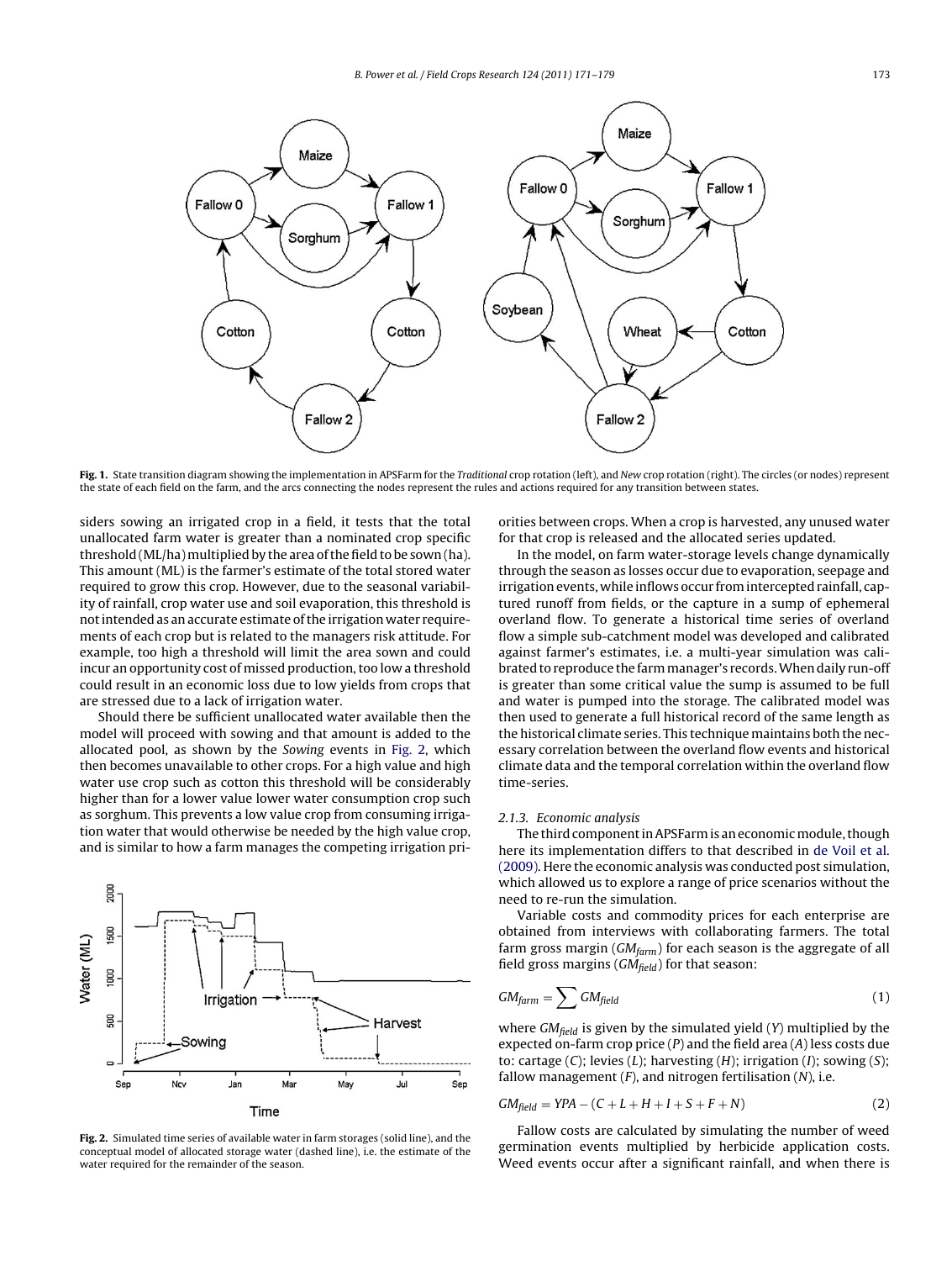Fig. 1. State transition diagram showing the implementation in APSFarm for the *Traditional* crop rotation (left), and *New* crop rotation (right). The circles (or nodes) represent the state of each field on the farm, and the arcs connecting the nodes represent the rules and actions required for any transition between states.

siders sowing an irrigated crop in a field, it tests that the total unallocated farm water is greater than a nominated crop specific threshold (ML/ha) multiplied by the area of the field to be sown (ha). This amount (ML) is the farmer's estimate of the total stored water required to grow this crop. However, due to the seasonal variability of rainfall, crop water use and soil evaporation, this threshold is not intended as an accurate estimate of the irrigation water requirements of each crop but is related to the managers risk attitude. For example, too high a threshold will limit the area sown and could incur an opportunity cost of missed production, too low a threshold could result in an economic loss due to low yields from crops that are stressed due to a lack of irrigation water.

Should there be sufficient unallocated water available then the model will proceed with sowing and that amount is added to the allocated pool, as shown by the *Sowing* events in Fig. 2, which then becomes unavailable to other crops. For a high value and high water use crop such as cotton this threshold will be considerably higher than for a lower value lower water consumption crop such as sorghum. This prevents a low value crop from consuming irrigation water that would otherwise be needed by the high value crop, and is similar to how a farm manages the competing irrigation priorities between crops. When a crop is harvested, any unused water for that crop is released and the allocated series updated.

Fig. 2. Simulated time series of available water in farm storages (solid line), and the conceptual model of allocated storage water (dashed line), i.e. the estimate of the water required for the remainder of the season.

In the model, on farm water-storage levels change dynamically through the season as losses occur due to evaporation, seepage and irrigation events, while inflows occur from intercepted rainfall, captured runoff from fields, or the capture in a sump of ephemeral overland flow. To generate a historical time series of overland flow a simple sub-catchment model was developed and calibrated against farmer's estimates, i.e. a multi-year simulation was calibrated to reproduce the farm manager's records. When daily run-off is greater than some critical value the sump is assumed to be full and water is pumped into the storage. The calibrated model was then used to generate a full historical record of the same length as the historical climate series. This technique maintains both the necessary correlation between the overland flow events and historical climate data and the temporal correlation within the overland flow time-series.

### 2.1.3. Economic analysis

The third component in APSFarm is an economic module, though here its implementation differs to that described in de Voil et al. (2009). Here the economic analysis was conducted post simulation, which allowed us to explore a range of price scenarios without the need to re-run the simulation.

Variable costs and commodity prices for each enterprise are obtained from interviews with collaborating farmers. The total farm gross margin ($GM_{farm}$) for each season is the aggregate of all field gross margins ($GM_{field}$) for that season:

$$GM_{farm} = \sum GM_{field} \tag{1}$$

where $GM_{field}$ is given by the simulated yield ($Y$) multiplied by the expected on-farm crop price ($P$) and the field area ($A$) less costs due to: cartage ($C$); levies ($L$); harvesting ($H$); irrigation ($I$); sowing ($S$); fallow management ($F$), and nitrogen fertilisation ($N$), i.e.

$$GM_{field} = YPA - (C + L + H + I + S + F + N) \tag{2}$$

Fallow costs are calculated by simulating the number of weed germination events multiplied by herbicide application costs. Weed events occur after a significant rainfall, and when there is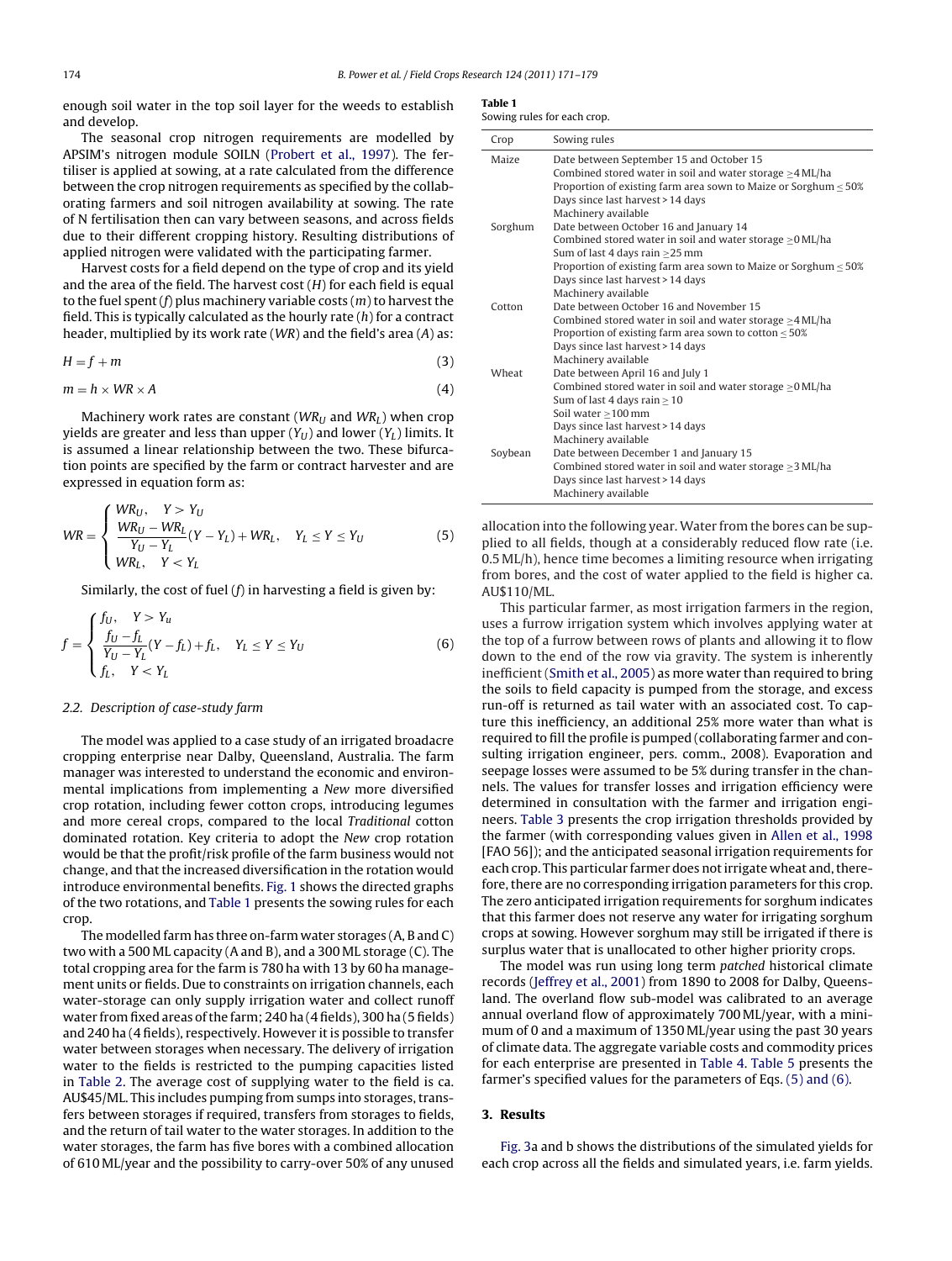enough soil water in the top soil layer for the weeds to establish and develop.

The seasonal crop nitrogen requirements are modelled by APSIM's nitrogen module SOILN (Probert et al., 1997). The fertiliser is applied at sowing, at a rate calculated from the difference between the crop nitrogen requirements as specified by the collaborating farmers and soil nitrogen availability at sowing. The rate of N fertilisation then can vary between seasons, and across fields due to their different cropping history. Resulting distributions of applied nitrogen were validated with the participating farmer.

Harvest costs for a field depend on the type of crop and its yield and the area of the field. The harvest cost ($H$) for each field is equal to the fuel spent ($f$) plus machinery variable costs ($m$) to harvest the field. This is typically calculated as the hourly rate ($h$) for a contract header, multiplied by its work rate ($WR$) and the field's area ($A$) as:

$$H = f + m \tag{3}$$

$$m = h \times WR \times A \tag{4}$$

Machinery work rates are constant ($WR_U$ and $WR_L$) when crop yields are greater and less than upper ($Y_U$) and lower ($Y_L$) limits. It is assumed a linear relationship between the two. These bifurcation points are specified by the farm or contract harvester and are expressed in equation form as:

$$WR = \begin{cases} WR_U, & Y > Y_U \\ \dfrac{WR_U - WR_L}{Y_U - Y_L}(Y - Y_L) + WR_L, & Y_L \le Y \le Y_U \\ WR_L, & Y < Y_L \end{cases} \tag{5}$$

Similarly, the cost of fuel ($f$) in harvesting a field is given by:

$$f = \begin{cases} f_U, & Y > Y_u \\ \dfrac{f_U - f_L}{Y_U - Y_L}(Y - f_L) + f_L, & Y_L \le Y \le Y_U \\ f_L, & Y < Y_L \end{cases} \tag{6}$$

### 2.2. Description of case-study farm

The model was applied to a case study of an irrigated broadacre cropping enterprise near Dalby, Queensland, Australia. The farm manager was interested to understand the economic and environmental implications from implementing a *New* more diversified crop rotation, including fewer cotton crops, introducing legumes and more cereal crops, compared to the local *Traditional* cotton dominated rotation. Key criteria to adopt the *New* crop rotation would be that the profit/risk profile of the farm business would not change, and that the increased diversification in the rotation would introduce environmental benefits. Fig. 1 shows the directed graphs of the two rotations, and Table 1 presents the sowing rules for each crop.

**Table 1**
Sowing rules for each crop.

| Crop | Sowing rules |
| --- | --- |
| Maize | Date between September 15 and October 15<br>Combined stored water in soil and water storage ≥4 ML/ha<br>Proportion of existing farm area sown to Maize or Sorghum ≤ 50%<br>Days since last harvest > 14 days<br>Machinery available |
| Sorghum | Date between October 16 and January 14<br>Combined stored water in soil and water storage ≥0 ML/ha<br>Sum of last 4 days rain ≥25 mm<br>Proportion of existing farm area sown to Maize or Sorghum ≤ 50%<br>Days since last harvest > 14 days<br>Machinery available |
| Cotton | Date between October 16 and November 15<br>Combined stored water in soil and water storage ≥4 ML/ha<br>Proportion of existing farm area sown to cotton ≤ 50%<br>Days since last harvest > 14 days<br>Machinery available |
| Wheat | Date between April 16 and July 1<br>Combined stored water in soil and water storage ≥0 ML/ha<br>Sum of last 4 days rain ≥ 10<br>Soil water ≥100 mm<br>Days since last harvest > 14 days<br>Machinery available |
| Soybean | Date between December 1 and January 15<br>Combined stored water in soil and water storage ≥3 ML/ha<br>Days since last harvest > 14 days<br>Machinery available |

The modelled farm has three on-farm water storages (A, B and C) two with a 500 ML capacity (A and B), and a 300 ML storage (C). The total cropping area for the farm is 780 ha with 13 by 60 ha management units or fields. Due to constraints on irrigation channels, each water-storage can only supply irrigation water and collect runoff water from fixed areas of the farm; 240 ha (4 fields), 300 ha (5 fields) and 240 ha (4 fields), respectively. However it is possible to transfer water between storages when necessary. The delivery of irrigation water to the fields is restricted to the pumping capacities listed in Table 2. The average cost of supplying water to the field is ca. AU$45/ML. This includes pumping from sumps into storages, transfers between storages if required, transfers from storages to fields, and the return of tail water to the water storages. In addition to the water storages, the farm has five bores with a combined allocation of 610 ML/year and the possibility to carry-over 50% of any unused allocation into the following year. Water from the bores can be supplied to all fields, though at a considerably reduced flow rate (i.e. 0.5 ML/h), hence time becomes a limiting resource when irrigating from bores, and the cost of water applied to the field is higher ca. AU$110/ML.

This particular farmer, as most irrigation farmers in the region, uses a furrow irrigation system which involves applying water at the top of a furrow between rows of plants and allowing it to flow down to the end of the row via gravity. The system is inherently inefficient (Smith et al., 2005) as more water than required to bring the soils to field capacity is pumped from the storage, and excess run-off is returned as tail water with an associated cost. To capture this inefficiency, an additional 25% more water than what is required to fill the profile is pumped (collaborating farmer and consulting irrigation engineer, pers. comm., 2008). Evaporation and seepage losses were assumed to be 5% during transfer in the channels. The values for transfer losses and irrigation efficiency were determined in consultation with the farmer and irrigation engineers. Table 3 presents the crop irrigation thresholds provided by the farmer (with corresponding values given in Allen et al., 1998 [FAO 56]); and the anticipated seasonal irrigation requirements for each crop. This particular farmer does not irrigate wheat and, therefore, there are no corresponding irrigation parameters for this crop. The zero anticipated irrigation requirements for sorghum indicates that this farmer does not reserve any water for irrigating sorghum crops at sowing. However sorghum may still be irrigated if there is surplus water that is unallocated to other higher priority crops.

The model was run using long term *patched* historical climate records (Jeffrey et al., 2001) from 1890 to 2008 for Dalby, Queensland. The overland flow sub-model was calibrated to an average annual overland flow of approximately 700 ML/year, with a minimum of 0 and a maximum of 1350 ML/year using the past 30 years of climate data. The aggregate variable costs and commodity prices for each enterprise are presented in Table 4. Table 5 presents the farmer's specified values for the parameters of Eqs. (5) and (6).

## 3. Results

Fig. 3a and b shows the distributions of the simulated yields for each crop across all the fields and simulated years, i.e. farm yields.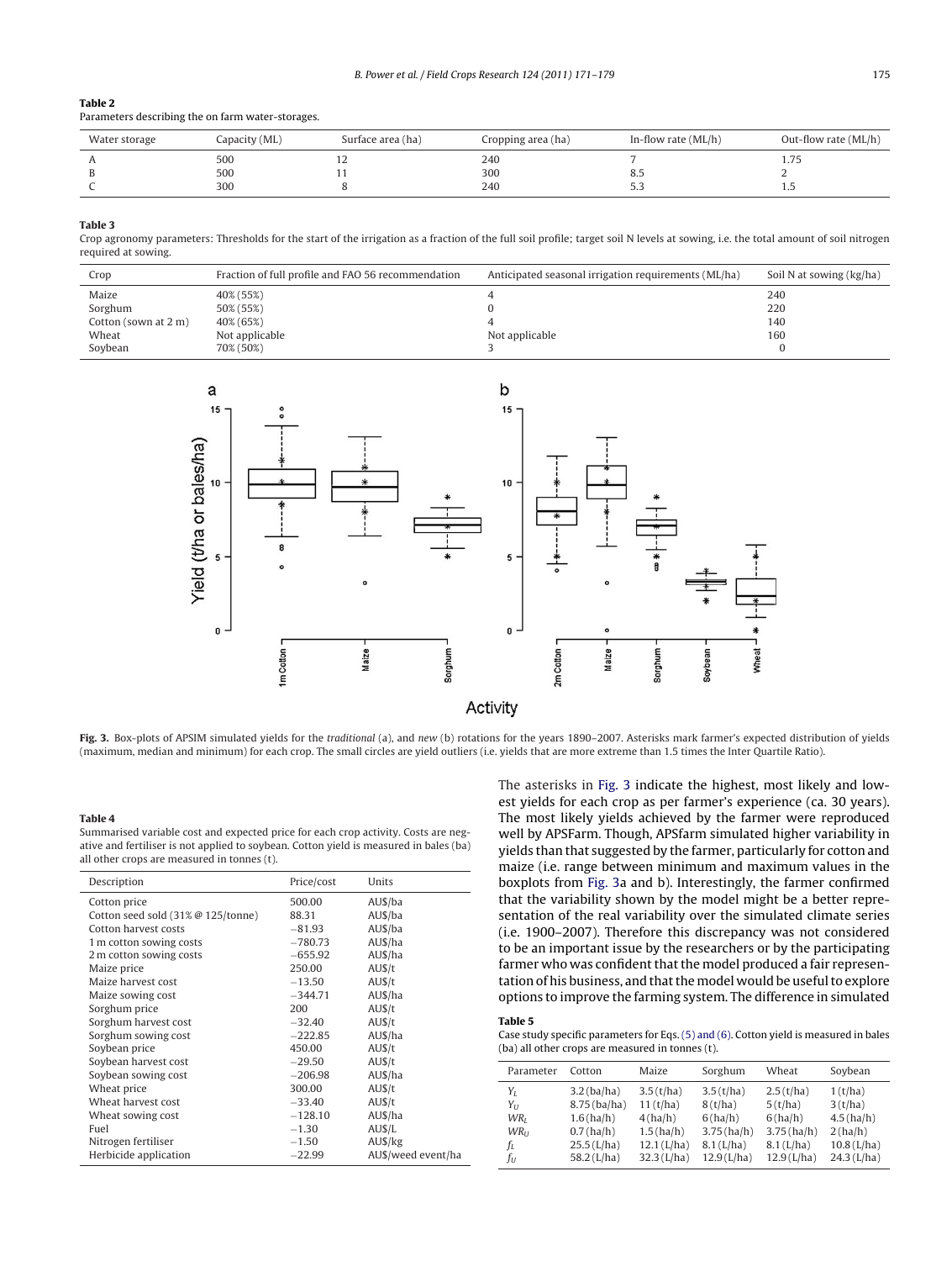**Table 2**
Parameters describing the on farm water-storages.

| Water storage | Capacity (ML) | Surface area (ha) | Cropping area (ha) | In-flow rate (ML/h) | Out-flow rate (ML/h) |
|---|---|---|---|---|---|
| A | 500 | 12 | 240 | 7 | 1.75 |
| B | 500 | 11 | 300 | 8.5 | 2 |
| C | 300 | 8 | 240 | 5.3 | 1.5 |

**Table 3**
Crop agronomy parameters: Thresholds for the start of the irrigation as a fraction of the full soil profile; target soil N levels at sowing, i.e. the total amount of soil nitrogen required at sowing.

| Crop | Fraction of full profile and FAO 56 recommendation | Anticipated seasonal irrigation requirements (ML/ha) | Soil N at sowing (kg/ha) |
|---|---|---|---|
| Maize | 40% (55%) | 4 | 240 |
| Sorghum | 50% (55%) | 0 | 220 |
| Cotton (sown at 2 m) | 40% (65%) | 4 | 140 |
| Wheat | Not applicable | Not applicable | 160 |
| Soybean | 70% (50%) | 3 | 0 |

**Fig. 3.** Box-plots of APSIM simulated yields for the *traditional* (a), and *new* (b) rotations for the years 1890–2007. Asterisks mark farmer's expected distribution of yields (maximum, median and minimum) for each crop. The small circles are yield outliers (i.e. yields that are more extreme than 1.5 times the Inter Quartile Ratio).

**Table 4**
Summarised variable cost and expected price for each crop activity. Costs are negative and fertiliser is not applied to soybean. Cotton yield is measured in bales (ba) all other crops are measured in tonnes (t).

| Description | Price/cost | Units |
|---|---|---|
| Cotton price | 500.00 | AU$/ba |
| Cotton seed sold (31% @ 125/tonne) | 88.31 | AU$/ba |
| Cotton harvest costs | −81.93 | AU$/ba |
| 1 m cotton sowing costs | −780.73 | AU$/ha |
| 2 m cotton sowing costs | −655.92 | AU$/ha |
| Maize price | 250.00 | AU$/t |
| Maize harvest cost | −13.50 | AU$/t |
| Maize sowing cost | −344.71 | AU$/ha |
| Sorghum price | 200 | AU$/t |
| Sorghum harvest cost | −32.40 | AU$/t |
| Sorghum sowing cost | −222.85 | AU$/ha |
| Soybean price | 450.00 | AU$/t |
| Soybean harvest cost | −29.50 | AU$/t |
| Soybean sowing cost | −206.98 | AU$/ha |
| Wheat price | 300.00 | AU$/t |
| Wheat harvest cost | −33.40 | AU$/t |
| Wheat sowing cost | −128.10 | AU$/ha |
| Fuel | −1.30 | AU$/L |
| Nitrogen fertiliser | −1.50 | AU$/kg |
| Herbicide application | −22.99 | AU$/weed event/ha |

The asterisks in Fig. 3 indicate the highest, most likely and lowest yields for each crop as per farmer's experience (ca. 30 years). The most likely yields achieved by the farmer were reproduced well by APSFarm. Though, APSfarm simulated higher variability in yields than that suggested by the farmer, particularly for cotton and maize (i.e. range between minimum and maximum values in the boxplots from Fig. 3a and b). Interestingly, the farmer confirmed that the variability shown by the model might be a better representation of the real variability over the simulated climate series (i.e. 1900–2007). Therefore this discrepancy was not considered to be an important issue by the researchers or by the participating farmer who was confident that the model produced a fair representation of his business, and that the model would be useful to explore options to improve the farming system. The difference in simulated

**Table 5**
Case study specific parameters for Eqs. (5) and (6). Cotton yield is measured in bales (ba) all other crops are measured in tonnes (t).

| Parameter | Cotton | Maize | Sorghum | Wheat | Soybean |
|---|---|---|---|---|---|
| $Y_L$ | 3.2 (ba/ha) | 3.5 (t/ha) | 3.5 (t/ha) | 2.5 (t/ha) | 1 (t/ha) |
| $Y_U$ | 8.75 (ba/ha) | 11 (t/ha) | 8 (t/ha) | 5 (t/ha) | 3 (t/ha) |
| $WR_L$ | 1.6 (ha/h) | 4 (ha/h) | 6 (ha/h) | 6 (ha/h) | 4.5 (ha/h) |
| $WR_U$ | 0.7 (ha/h) | 1.5 (ha/h) | 3.75 (ha/h) | 3.75 (ha/h) | 2 (ha/h) |
| $f_L$ | 25.5 (L/ha) | 12.1 (L/ha) | 8.1 (L/ha) | 8.1 (L/ha) | 10.8 (L/ha) |
| $f_U$ | 58.2 (L/ha) | 32.3 (L/ha) | 12.9 (L/ha) | 12.9 (L/ha) | 24.3 (L/ha) |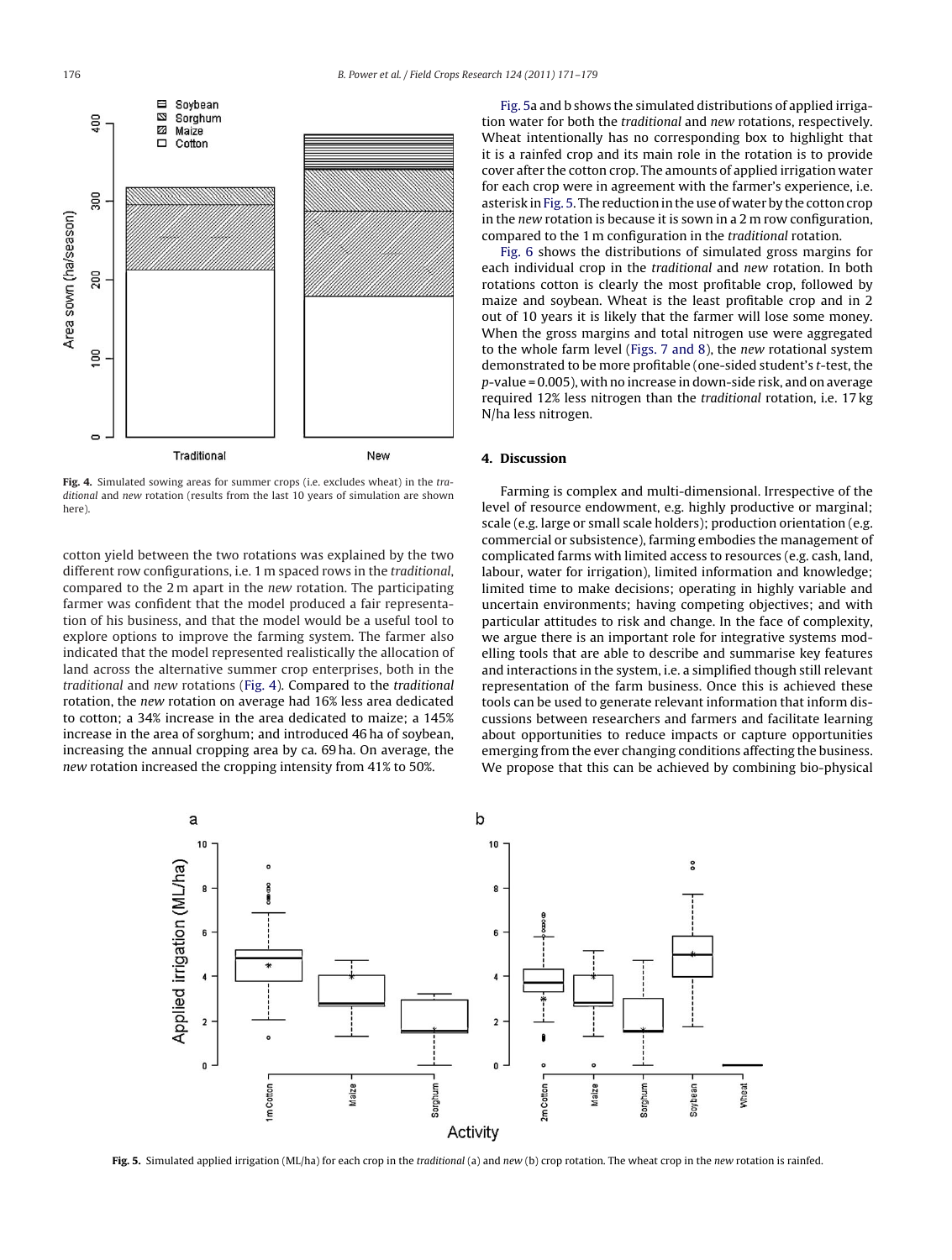Fig. 4. Simulated sowing areas for summer crops (i.e. excludes wheat) in the *traditional* and *new* rotation (results from the last 10 years of simulation are shown here).

cotton yield between the two rotations was explained by the two different row configurations, i.e. 1 m spaced rows in the *traditional*, compared to the 2 m apart in the *new* rotation. The participating farmer was confident that the model produced a fair representation of his business, and that the model would be a useful tool to explore options to improve the farming system. The farmer also indicated that the model represented realistically the allocation of land across the alternative summer crop enterprises, both in the *traditional* and *new* rotations (Fig. 4). Compared to the *traditional* rotation, the *new* rotation on average had 16% less area dedicated to cotton; a 34% increase in the area dedicated to maize; a 145% increase in the area of sorghum; and introduced 46 ha of soybean, increasing the annual cropping area by ca. 69 ha. On average, the *new* rotation increased the cropping intensity from 41% to 50%.

Fig. 5a and b shows the simulated distributions of applied irrigation water for both the *traditional* and *new* rotations, respectively. Wheat intentionally has no corresponding box to highlight that it is a rainfed crop and its main role in the rotation is to provide cover after the cotton crop. The amounts of applied irrigation water for each crop were in agreement with the farmer's experience, i.e. asterisk in Fig. 5. The reduction in the use of water by the cotton crop in the *new* rotation is because it is sown in a 2 m row configuration, compared to the 1 m configuration in the *traditional* rotation.

Fig. 6 shows the distributions of simulated gross margins for each individual crop in the *traditional* and *new* rotation. In both rotations cotton is clearly the most profitable crop, followed by maize and soybean. Wheat is the least profitable crop and in 2 out of 10 years it is likely that the farmer will lose some money. When the gross margins and total nitrogen use were aggregated to the whole farm level (Figs. 7 and 8), the *new* rotational system demonstrated to be more profitable (one-sided student's *t*-test, the $p$-value = 0.005), with no increase in down-side risk, and on average required 12% less nitrogen than the *traditional* rotation, i.e. 17 kg N/ha less nitrogen.

## 4. Discussion

Farming is complex and multi-dimensional. Irrespective of the level of resource endowment, e.g. highly productive or marginal; scale (e.g. large or small scale holders); production orientation (e.g. commercial or subsistence), farming embodies the management of complicated farms with limited access to resources (e.g. cash, land, labour, water for irrigation), limited information and knowledge; limited time to make decisions; operating in highly variable and uncertain environments; having competing objectives; and with particular attitudes to risk and change. In the face of complexity, we argue there is an important role for integrative systems modelling tools that are able to describe and summarise key features and interactions in the system, i.e. a simplified though still relevant representation of the farm business. Once this is achieved these tools can be used to generate relevant information that inform discussions between researchers and farmers and facilitate learning about opportunities to reduce impacts or capture opportunities emerging from the ever changing conditions affecting the business. We propose that this can be achieved by combining bio-physical

Fig. 5. Simulated applied irrigation (ML/ha) for each crop in the *traditional* (a) and *new* (b) crop rotation. The wheat crop in the *new* rotation is rainfed.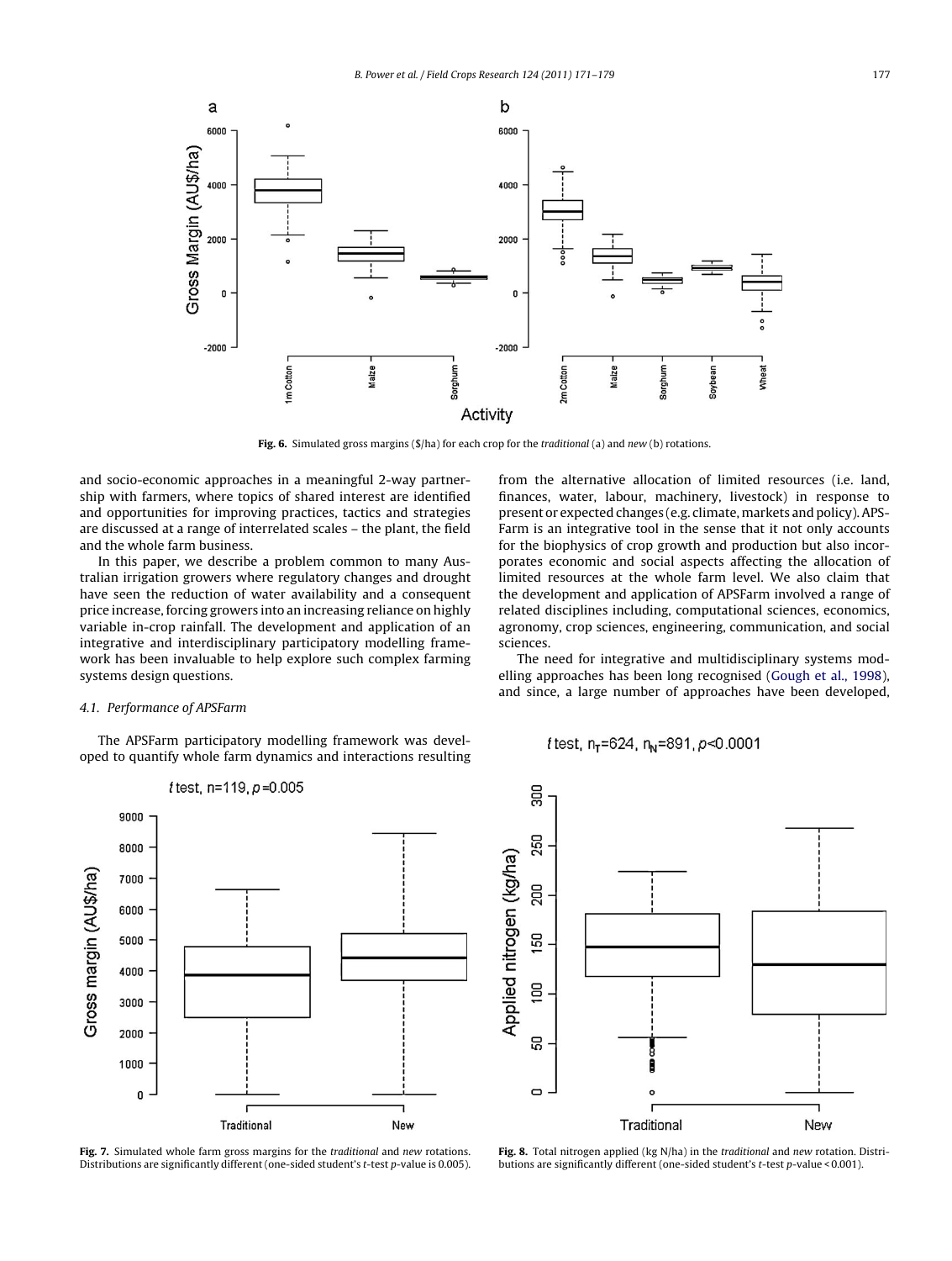Fig. 6. Simulated gross margins ($/ha) for each crop for the *traditional* (a) and *new* (b) rotations.

and socio-economic approaches in a meaningful 2-way partnership with farmers, where topics of shared interest are identified and opportunities for improving practices, tactics and strategies are discussed at a range of interrelated scales – the plant, the field and the whole farm business.

In this paper, we describe a problem common to many Australian irrigation growers where regulatory changes and drought have seen the reduction of water availability and a consequent price increase, forcing growers into an increasing reliance on highly variable in-crop rainfall. The development and application of an integrative and interdisciplinary participatory modelling framework has been invaluable to help explore such complex farming systems design questions.

### 4.1. Performance of APSFarm

The APSFarm participatory modelling framework was developed to quantify whole farm dynamics and interactions resulting from the alternative allocation of limited resources (i.e. land, finances, water, labour, machinery, livestock) in response to present or expected changes (e.g. climate, markets and policy). APSFarm is an integrative tool in the sense that it not only accounts for the biophysics of crop growth and production but also incorporates economic and social aspects affecting the allocation of limited resources at the whole farm level. We also claim that the development and application of APSFarm involved a range of related disciplines including, computational sciences, economics, agronomy, crop sciences, engineering, communication, and social sciences.

The need for integrative and multidisciplinary systems modelling approaches has been long recognised (Gough et al., 1998), and since, a large number of approaches have been developed,

Fig. 7. Simulated whole farm gross margins for the *traditional* and *new* rotations. Distributions are significantly different (one-sided student's *t*-test *p*-value is 0.005).

Fig. 8. Total nitrogen applied (kg N/ha) in the *traditional* and *new* rotation. Distributions are significantly different (one-sided student's *t*-test *p*-value < 0.001).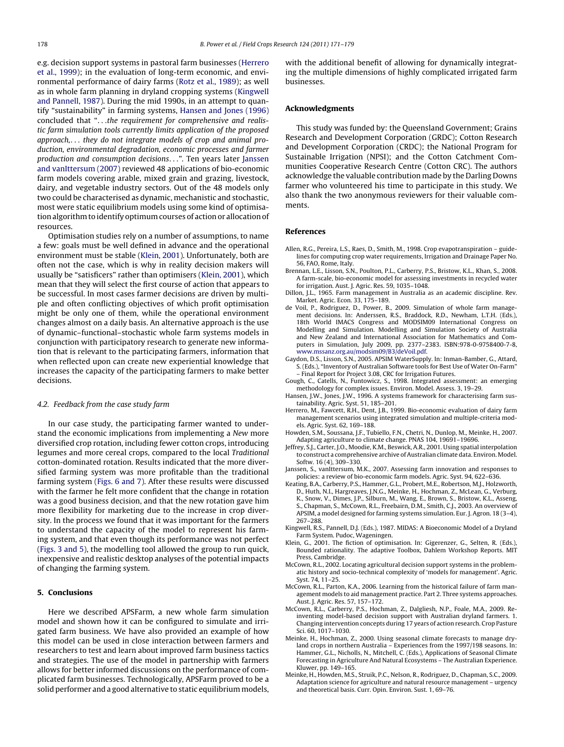e.g. decision support systems in pastoral farm businesses (Herrero et al., 1999); in the evaluation of long-term economic, and environmental performance of dairy farms (Rotz et al., 1989); as well as in whole farm planning in dryland cropping systems (Kingwell and Pannell, 1987). During the mid 1990s, in an attempt to quantify "sustainability" in farming systems, Hansen and Jones (1996) concluded that "*. . .the requirement for comprehensive and realistic farm simulation tools currently limits application of the proposed approach,. . . they do not integrate models of crop and animal production, environmental degradation, economic processes and farmer production and consumption decisions. . .*". Ten years later Janssen and vanIttersum (2007) reviewed 48 applications of bio-economic farm models covering arable, mixed grain and grazing, livestock, dairy, and vegetable industry sectors. Out of the 48 models only two could be characterised as dynamic, mechanistic and stochastic, most were static equilibrium models using some kind of optimisation algorithm to identify optimum courses of action or allocation of resources.

Optimisation studies rely on a number of assumptions, to name a few: goals must be well defined in advance and the operational environment must be stable (Klein, 2001). Unfortunately, both are often not the case, which is why in reality decision makers will usually be "satisficers" rather than optimisers (Klein, 2001), which mean that they will select the first course of action that appears to be successful. In most cases farmer decisions are driven by multiple and often conflicting objectives of which profit optimisation might be only one of them, while the operational environment changes almost on a daily basis. An alternative approach is the use of dynamic–functional–stochastic whole farm systems models in conjunction with participatory research to generate new information that is relevant to the participating farmers, information that when reflected upon can create new experiential knowledge that increases the capacity of the participating farmers to make better decisions.

### 4.2. Feedback from the case study farm

In our case study, the participating farmer wanted to understand the economic implications from implementing a *New* more diversified crop rotation, including fewer cotton crops, introducing legumes and more cereal crops, compared to the local *Traditional* cotton-dominated rotation. Results indicated that the more diversified farming system was more profitable than the traditional farming system (Figs. 6 and 7). After these results were discussed with the farmer he felt more confident that the change in rotation was a good business decision, and that the new rotation gave him more flexibility for marketing due to the increase in crop diversity. In the process we found that it was important for the farmers to understand the capacity of the model to represent his farming system, and that even though its performance was not perfect (Figs. 3 and 5), the modelling tool allowed the group to run quick, inexpensive and realistic desktop analyses of the potential impacts of changing the farming system.

## 5. Conclusions

Here we described APSFarm, a new whole farm simulation model and shown how it can be configured to simulate and irrigated farm business. We have also provided an example of how this model can be used in close interaction between farmers and researchers to test and learn about improved farm business tactics and strategies. The use of the model in partnership with farmers allows for better informed discussions on the performance of complicated farm businesses. Technologically, APSFarm proved to be a solid performer and a good alternative to static equilibrium models, with the additional benefit of allowing for dynamically integrating the multiple dimensions of highly complicated irrigated farm businesses.

## Acknowledgments

This study was funded by: the Queensland Government; Grains Research and Development Corporation (GRDC); Cotton Research and Development Corporation (CRDC); the National Program for Sustainable Irrigation (NPSI); and the Cotton Catchment Communities Cooperative Research Centre (Cotton CRC). The authors acknowledge the valuable contribution made by the Darling Downs farmer who volunteered his time to participate in this study. We also thank the two anonymous reviewers for their valuable comments.

## References

Allen, R.G., Pereira, L.S., Raes, D., Smith, M., 1998. Crop evapotranspiration – guidelines for computing crop water requirements, Irrigation and Drainage Paper No. 56, FAO, Rome, Italy.

Brennan, L.E., Lisson, S.N., Poulton, P.L., Carberry, P.S., Bristow, K.L., Khan, S., 2008. A farm-scale, bio-economic model for assessing investments in recycled water for irrigation. Aust. J. Agric. Res. 59, 1035–1048.

Dillon, J.L., 1965. Farm management in Australia as an academic discipline. Rev. Market. Agric. Econ. 33, 175–189.

de Voil, P., Rodriguez, D., Power, B., 2009. Simulation of whole farm management decisions. In: Anderssen, R.S., Braddock, R.D., Newham, L.T.H. (Eds.), 18th World IMACS Congress and MODSIM09 International Congress on Modelling and Simulation. Modelling and Simulation Society of Australia and New Zealand and International Association for Mathematics and Computers in Simulation, July 2009, pp. 2377–2383. ISBN:978-0-9758400-7-8, www.mssanz.org.au/modsim09/B3/deVoil.pdf.

Gaydon, D.S., Lisson, S.N., 2005. APSIM WaterSupply. In: Inman-Bamber, G., Attard, S. (Eds.), "Inventory of Australian Software tools for Best Use of Water On-Farm" – Final Report for Project 3.08, CRC for Irrigation Futures.

Gough, C., Catells, N., Funtowicz, S., 1998. Integrated assessment: an emerging methodology for complex issues. Environ. Model. Assess. 3, 19–29.

Hansen, J.W., Jones, J.W., 1996. A systems framework for characterising farm sustainability. Agric. Syst. 51, 185–201.

Herrero, M., Fawcett, R.H., Dent, J.B., 1999. Bio-economic evaluation of dairy farm management scenarios using integrated simulation and multiple-criteria models. Agric. Syst. 62, 169–188.

Howden, S.M., Soussana, J.F., Tubiello, F.N., Chetri, N., Dunlop, M., Meinke, H., 2007. Adapting agriculture to climate change. PNAS 104, 19691–19696.

Jeffrey, S.J., Carter, J.O., Moodie, K.M., Beswick, A.R., 2001. Using spatial interpolation to construct a comprehensive archive of Australian climate data. Environ. Model. Softw. 16 (4), 309–330.

Janssen, S., vanIttersum, M.K., 2007. Assessing farm innovation and responses to policies: a review of bio-economic farm models. Agric. Syst. 94, 622–636.

Keating, B.A., Carberry, P.S., Hammer, G.L., Probert, M.E., Robertson, M.J., Holzworth, D., Huth, N.I., Hargreaves, J.N.G., Meinke, H., Hochman, Z., McLean, G., Verburg, K., Snow, V., Dimes, J.P., Silburn, M., Wang, E., Brown, S., Bristow, K.L., Asseng, S., Chapman, S., McCown, R.L., Freebairn, D.M., Smith, C.J., 2003. An overview of APSIM, a model designed for farming systems simulation. Eur. J. Agron. 18 (3–4), 267–288.

Kingwell, R.S., Pannell, D.J. (Eds.), 1987. MIDAS: A Bioeconomic Model of a Dryland Farm System. Pudoc, Wageningen.

Klein, G., 2001. The fiction of optimisation. In: Gigerenzer, G., Selten, R. (Eds.), Bounded rationality. The adaptive Toolbox, Dahlem Workshop Reports. MIT Press, Cambridge.

McCown, R.L., 2002. Locating agricultural decision support systems in the problematic history and socio-technical complexity of 'models for management'. Agric. Syst. 74, 11–25.

McCown, R.L., Parton, K.A., 2006. Learning from the historical failure of farm management models to aid management practice. Part 2. Three systems approaches. Aust. J. Agric. Res. 57, 157–172.

McCown, R.L., Carberry, P.S., Hochman, Z., Dalgliesh, N.P., Foale, M.A., 2009. Re-inventing model-based decision support with Australian dryland farmers. 1. Changing intervention concepts during 17 years of action research. Crop Pasture Sci. 60, 1017–1030.

Meinke, H., Hochman, Z., 2000. Using seasonal climate forecasts to manage dryland crops in northern Australia – Experiences from the 1997/198 seasons. In: Hammer, G.L., Nicholls, N., Mitchell, C. (Eds.), Applications of Seasonal Climate Forecasting in Agriculture And Natural Ecosystems – The Australian Experience. Kluwer, pp. 149–165.

Meinke, H., Howden, M.S., Struik, P.C., Nelson, R., Rodriguez, D., Chapman, S.C., 2009. Adaptation science for agriculture and natural resource management – urgency and theoretical basis. Curr. Opin. Environ. Sust. 1, 69–76.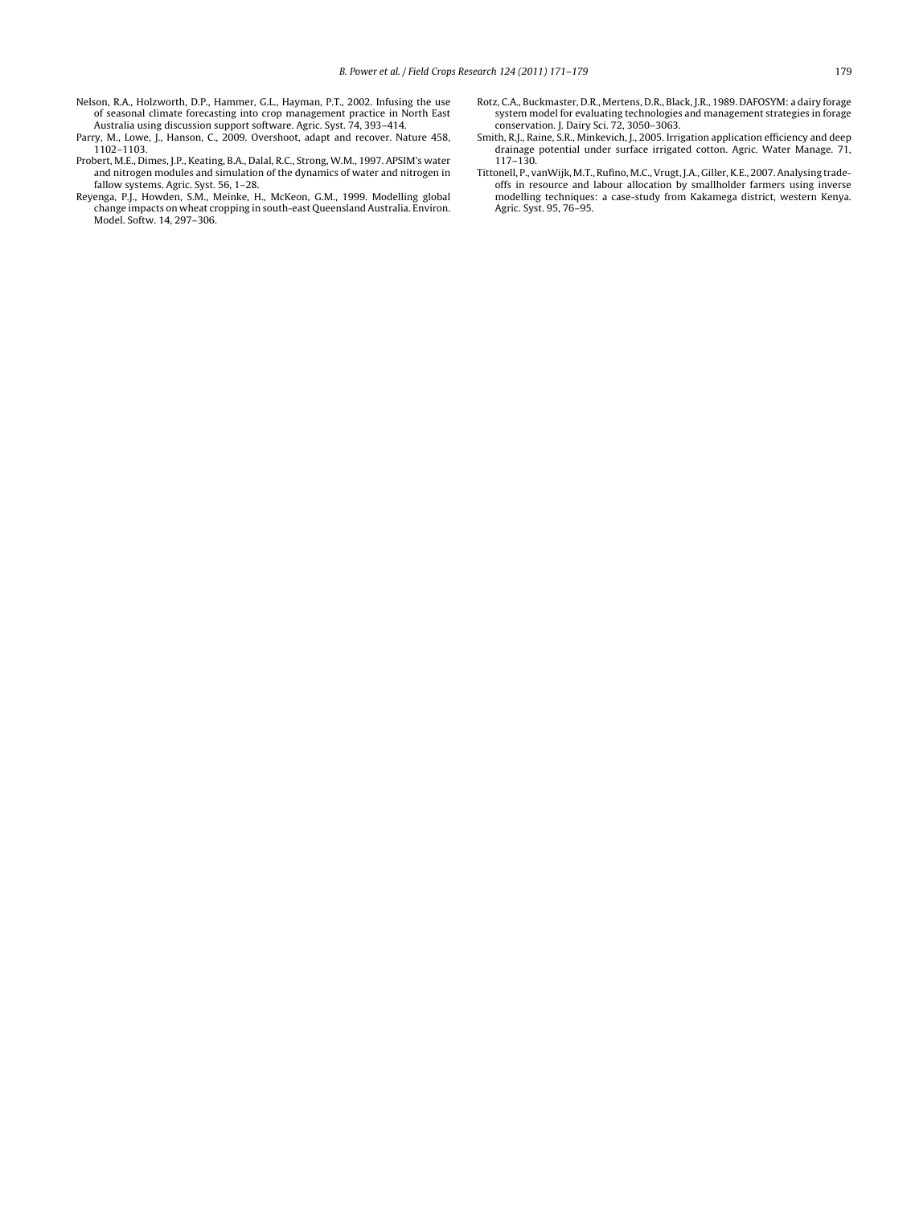Nelson, R.A., Holzworth, D.P., Hammer, G.L., Hayman, P.T., 2002. Infusing the use of seasonal climate forecasting into crop management practice in North East Australia using discussion support software. Agric. Syst. 74, 393–414.

Parry, M., Lowe, J., Hanson, C., 2009. Overshoot, adapt and recover. Nature 458, 1102–1103.

Probert, M.E., Dimes, J.P., Keating, B.A., Dalal, R.C., Strong, W.M., 1997. APSIM's water and nitrogen modules and simulation of the dynamics of water and nitrogen in fallow systems. Agric. Syst. 56, 1–28.

Reyenga, P.J., Howden, S.M., Meinke, H., McKeon, G.M., 1999. Modelling global change impacts on wheat cropping in south-east Queensland Australia. Environ. Model. Softw. 14, 297–306.

Rotz, C.A., Buckmaster, D.R., Mertens, D.R., Black, J.R., 1989. DAFOSYM: a dairy forage system model for evaluating technologies and management strategies in forage conservation. J. Dairy Sci. 72, 3050–3063.

Smith, R.J., Raine, S.R., Minkevich, J., 2005. Irrigation application efficiency and deep drainage potential under surface irrigated cotton. Agric. Water Manage. 71, 117–130.

Tittonell, P., vanWijk, M.T., Rufino, M.C., Vrugt, J.A., Giller, K.E., 2007. Analysing trade-offs in resource and labour allocation by smallholder farmers using inverse modelling techniques: a case-study from Kakamega district, western Kenya. Agric. Syst. 95, 76–95.